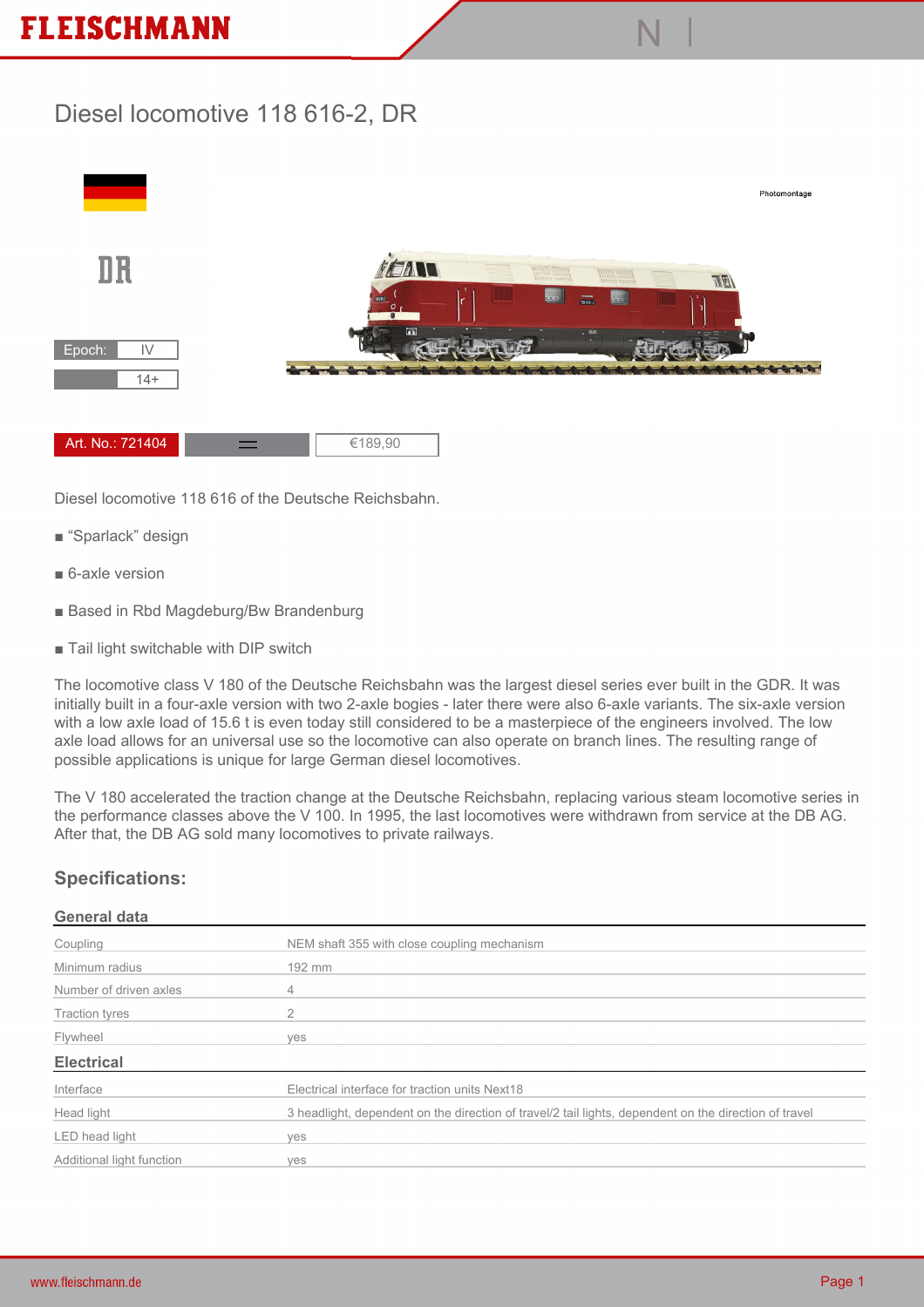# Diesel locomotive 118 616-2, DR

Photomontage

DR

| Epoch: | IV |
|---|---|
| | 14+ |

| Art. No.: 721404 | = | €189,90 |
|---|---|---|

Diesel locomotive 118 616 of the Deutsche Reichsbahn.

- "Sparlack" design
- 6-axle version
- Based in Rbd Magdeburg/Bw Brandenburg
- Tail light switchable with DIP switch

The locomotive class V 180 of the Deutsche Reichsbahn was the largest diesel series ever built in the GDR. It was initially built in a four-axle version with two 2-axle bogies - later there were also 6-axle variants. The six-axle version with a low axle load of 15.6 t is even today still considered to be a masterpiece of the engineers involved. The low axle load allows for an universal use so the locomotive can also operate on branch lines. The resulting range of possible applications is unique for large German diesel locomotives.

The V 180 accelerated the traction change at the Deutsche Reichsbahn, replacing various steam locomotive series in the performance classes above the V 100. In 1995, the last locomotives were withdrawn from service at the DB AG. After that, the DB AG sold many locomotives to private railways.

## Specifications:

### General data

| | |
|---|---|
| Coupling | NEM shaft 355 with close coupling mechanism |
| Minimum radius | 192 mm |
| Number of driven axles | 4 |
| Traction tyres | 2 |
| Flywheel | yes |

### Electrical

| | |
|---|---|
| Interface | Electrical interface for traction units Next18 |
| Head light | 3 headlight, dependent on the direction of travel/2 tail lights, dependent on the direction of travel |
| LED head light | yes |
| Additional light function | yes |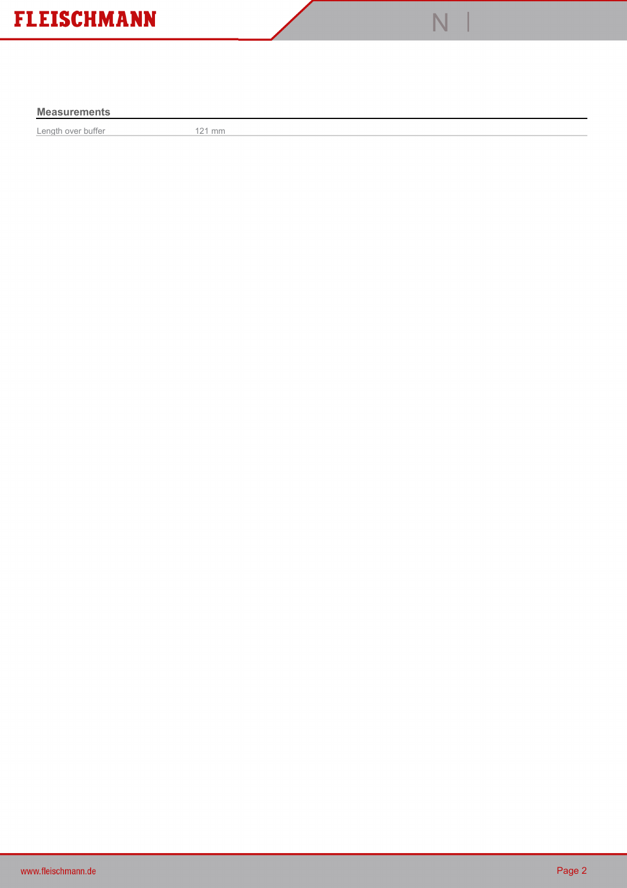### Measurements

| | |
|---|---|
| Length over buffer | 121 mm |